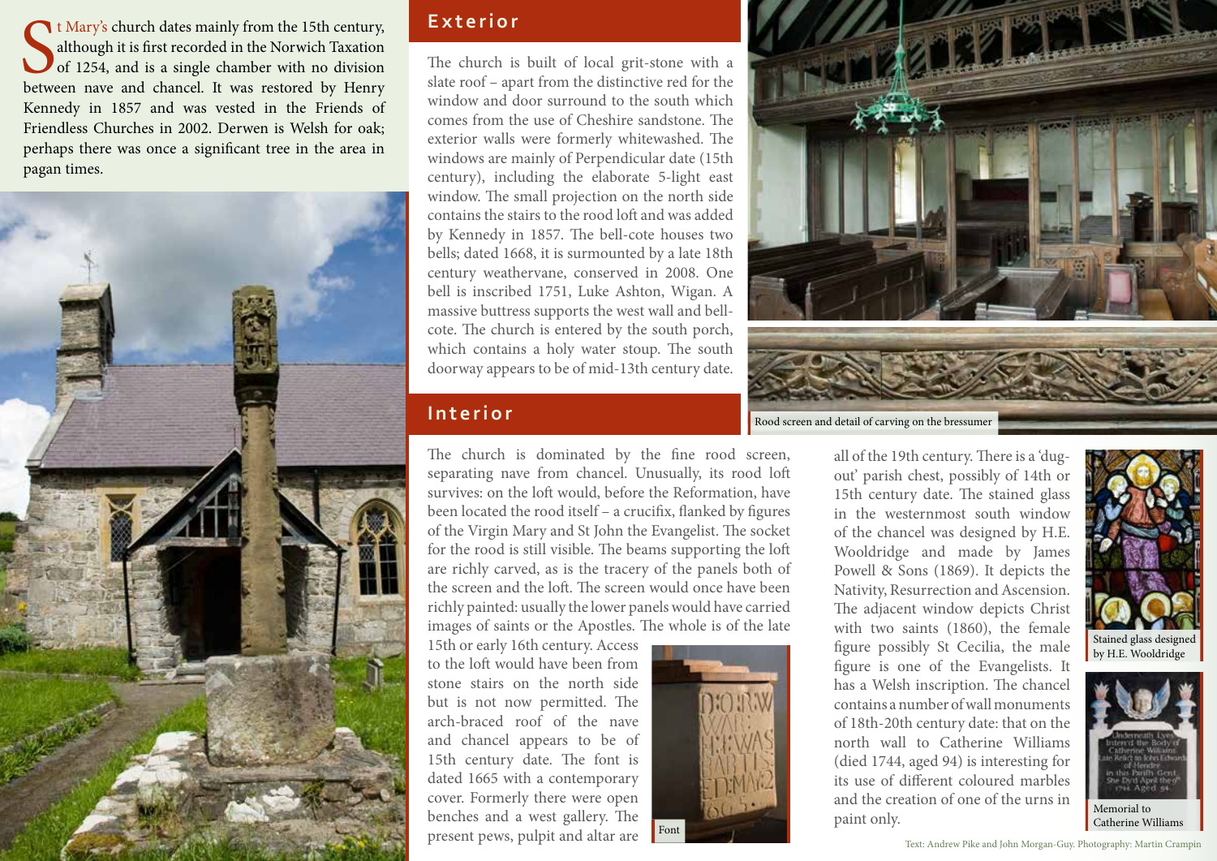St Mary's church dates mainly from the 15th century, although it is first recorded in the Norwich Taxation of 1254, and is a single chamber with no division between nave and chancel. It was restored by Henry Kennedy in 1857 and was vested in the Friends of Friendless Churches in 2002. Derwen is Welsh for oak; perhaps there was once a significant tree in the area in pagan times.

## Exterior

The church is built of local grit-stone with a slate roof – apart from the distinctive red for the window and door surround to the south which comes from the use of Cheshire sandstone. The exterior walls were formerly whitewashed. The windows are mainly of Perpendicular date (15th century), including the elaborate 5-light east window. The small projection on the north side contains the stairs to the rood loft and was added by Kennedy in 1857. The bell-cote houses two bells; dated 1668, it is surmounted by a late 18th century weathervane, conserved in 2008. One bell is inscribed 1751, Luke Ashton, Wigan. A massive buttress supports the west wall and bell-cote. The church is entered by the south porch, which contains a holy water stoup. The south doorway appears to be of mid-13th century date.

Rood screen and detail of carving on the bressumer

## Interior

The church is dominated by the fine rood screen, separating nave from chancel. Unusually, its rood loft survives: on the loft would, before the Reformation, have been located the rood itself – a crucifix, flanked by figures of the Virgin Mary and St John the Evangelist. The socket for the rood is still visible. The beams supporting the loft are richly carved, as is the tracery of the panels both of the screen and the loft. The screen would once have been richly painted: usually the lower panels would have carried images of saints or the Apostles. The whole is of the late 15th or early 16th century. Access to the loft would have been from stone stairs on the north side but is not now permitted. The arch-braced roof of the nave and chancel appears to be of 15th century date. The font is dated 1665 with a contemporary cover. Formerly there were open benches and a west gallery. The present pews, pulpit and altar are all of the 19th century. There is a 'dug-out' parish chest, possibly of 14th or 15th century date. The stained glass in the westernmost south window of the chancel was designed by H.E. Wooldridge and made by James Powell & Sons (1869). It depicts the Nativity, Resurrection and Ascension. The adjacent window depicts Christ with two saints (1860), the female figure possibly St Cecilia, the male figure is one of the Evangelists. It has a Welsh inscription. The chancel contains a number of wall monuments of 18th-20th century date: that on the north wall to Catherine Williams (died 1744, aged 94) is interesting for its use of different coloured marbles and the creation of one of the urns in paint only.

Font

Stained glass designed by H.E. Wooldridge

Memorial to Catherine Williams

Text: Andrew Pike and John Morgan-Guy. Photography: Martin Crampin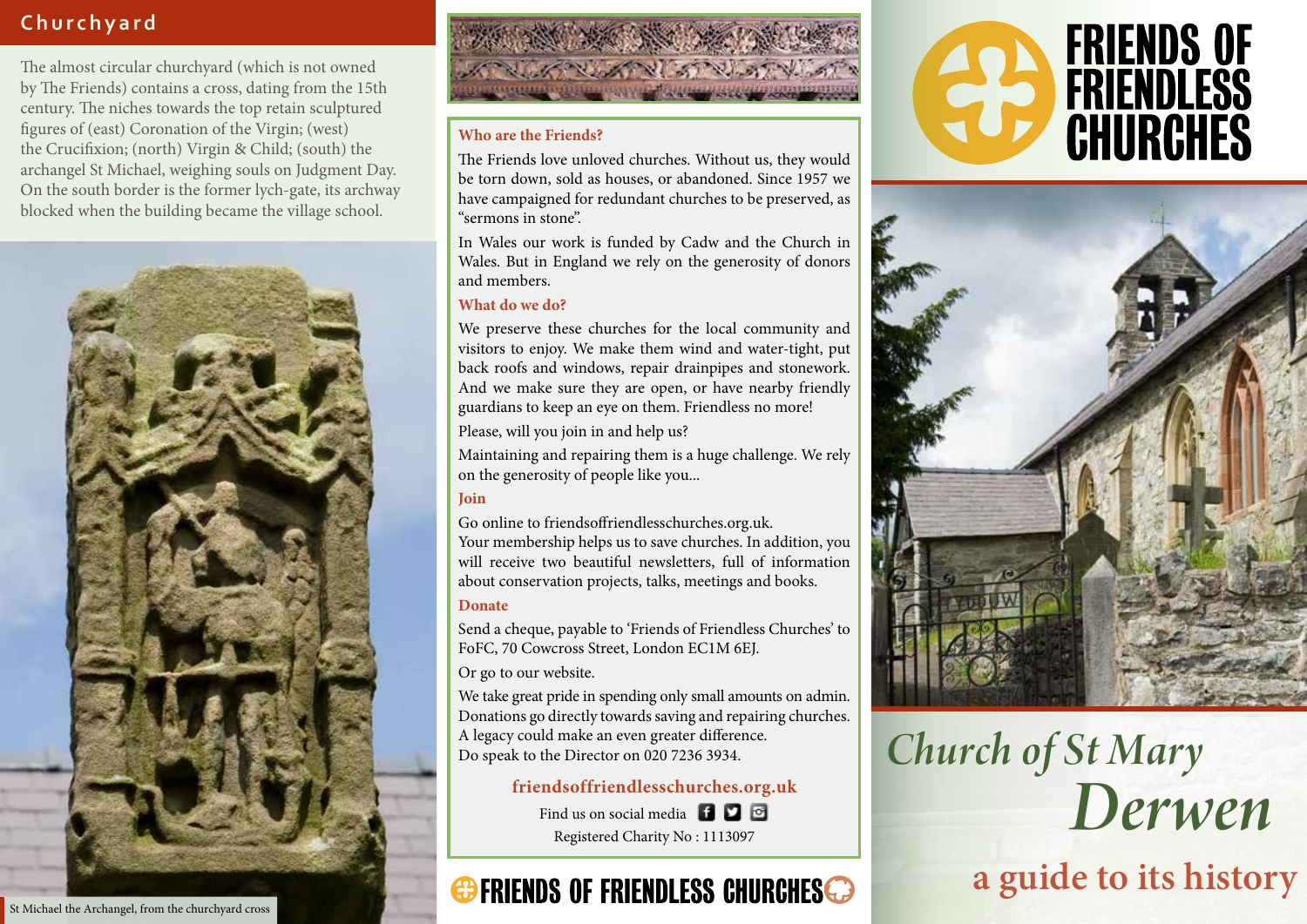## Churchyard

The almost circular churchyard (which is not owned by The Friends) contains a cross, dating from the 15th century. The niches towards the top retain sculptured figures of (east) Coronation of the Virgin; (west) the Crucifixion; (north) Virgin & Child; (south) the archangel St Michael, weighing souls on Judgment Day. On the south border is the former lych-gate, its archway blocked when the building became the village school.

St Michael the Archangel, from the churchyard cross

### Who are the Friends?

The Friends love unloved churches. Without us, they would be torn down, sold as houses, or abandoned. Since 1957 we have campaigned for redundant churches to be preserved, as "sermons in stone".

In Wales our work is funded by Cadw and the Church in Wales. But in England we rely on the generosity of donors and members.

### What do we do?

We preserve these churches for the local community and visitors to enjoy. We make them wind and water-tight, put back roofs and windows, repair drainpipes and stonework. And we make sure they are open, or have nearby friendly guardians to keep an eye on them. Friendless no more!

Please, will you join in and help us?

Maintaining and repairing them is a huge challenge. We rely on the generosity of people like you...

### Join

Go online to friendsoffriendlesschurches.org.uk.
Your membership helps us to save churches. In addition, you will receive two beautiful newsletters, full of information about conservation projects, talks, meetings and books.

### Donate

Send a cheque, payable to 'Friends of Friendless Churches' to FoFC, 70 Cowcross Street, London EC1M 6EJ.

Or go to our website.

We take great pride in spending only small amounts on admin. Donations go directly towards saving and repairing churches. A legacy could make an even greater difference. Do speak to the Director on 020 7236 3934.

**friendsoffriendlesschurches.org.uk**

Find us on social media

Registered Charity No : 1113097

FRIENDS OF FRIENDLESS CHURCHES

# FRIENDS OF FRIENDLESS CHURCHES

# *Church of St Mary Derwen*

## a guide to its history